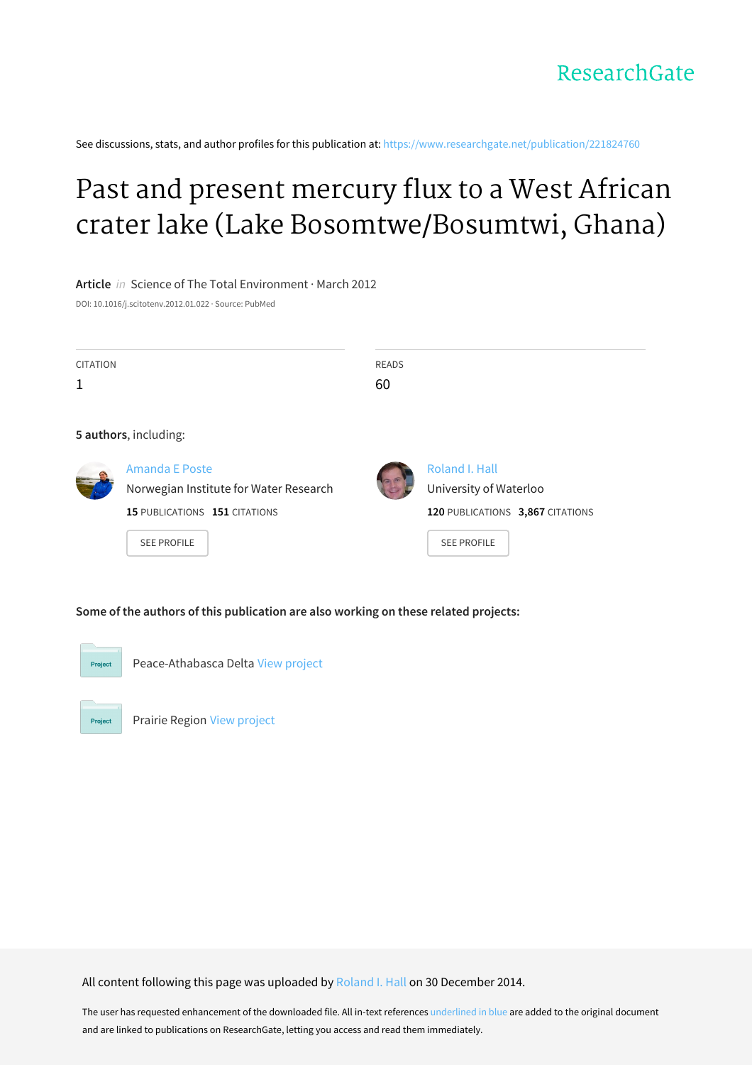ResearchGate

See discussions, stats, and author profiles for this publication at: https://www.researchgate.net/publication/221824760

# Past and present mercury flux to a West African crater lake (Lake Bosomtwe/Bosumtwi, Ghana)

**Article** *in* Science of The Total Environment · March 2012

DOI: 10.1016/j.scitotenv.2012.01.022 · Source: PubMed

| CITATION | READS |
|---|---|
| 1 | 60 |

**5 authors**, including:

**Amanda E Poste**
Norwegian Institute for Water Research
**15** PUBLICATIONS **151** CITATIONS
SEE PROFILE

**Roland I. Hall**
University of Waterloo
**120** PUBLICATIONS **3,867** CITATIONS
SEE PROFILE

**Some of the authors of this publication are also working on these related projects:**

Project: Peace-Athabasca Delta View project

Project: Prairie Region View project

All content following this page was uploaded by Roland I. Hall on 30 December 2014.

The user has requested enhancement of the downloaded file. All in-text references underlined in blue are added to the original document and are linked to publications on ResearchGate, letting you access and read them immediately.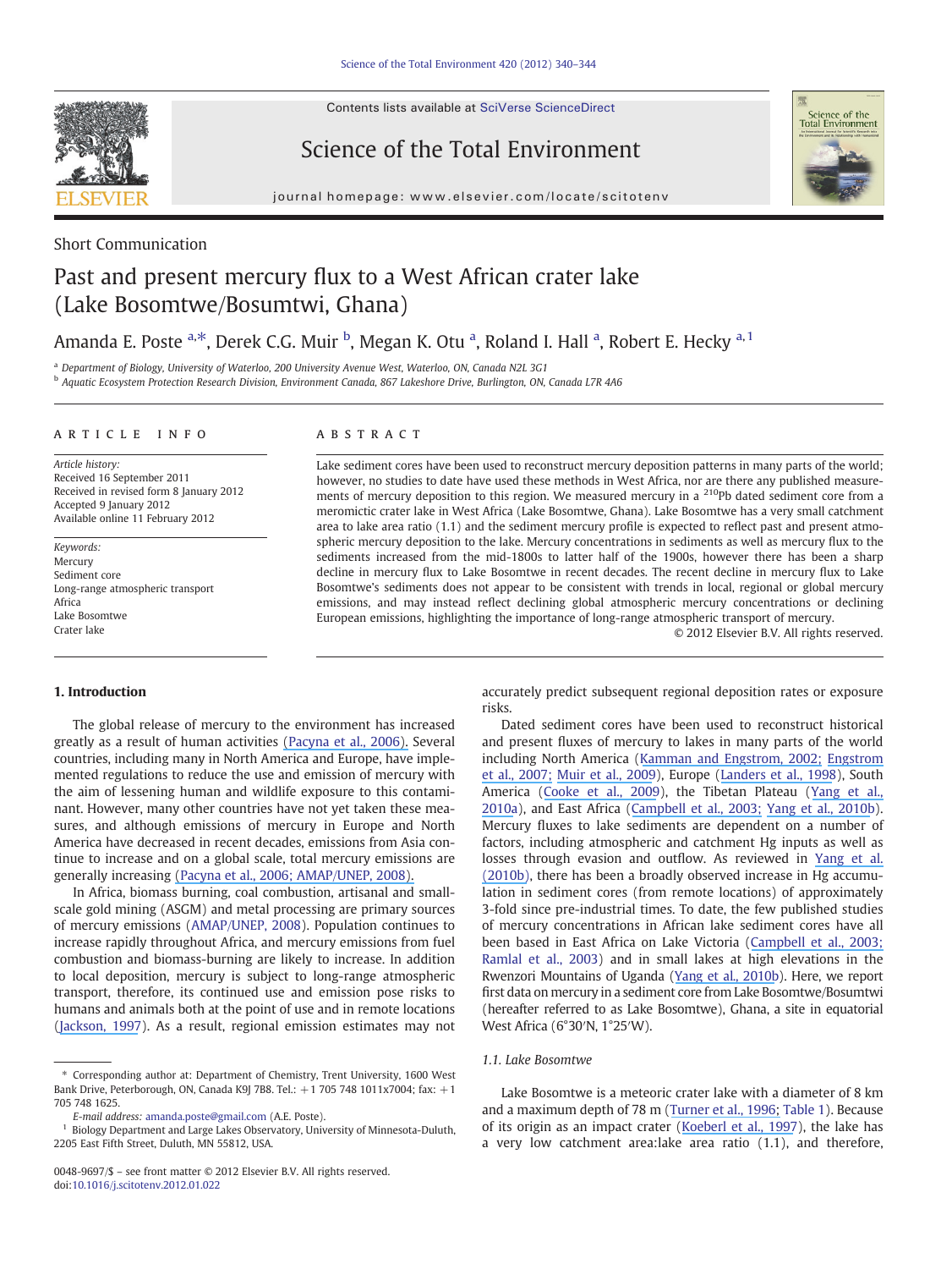Short Communication

# Past and present mercury flux to a West African crater lake (Lake Bosomtwe/Bosumtwi, Ghana)

Amanda E. Poste [a,*], Derek C.G. Muir [b], Megan K. Otu [a], Roland I. Hall [a], Robert E. Hecky [a,1]

[a] Department of Biology, University of Waterloo, 200 University Avenue West, Waterloo, ON, Canada N2L 3G1
[b] Aquatic Ecosystem Protection Research Division, Environment Canada, 867 Lakeshore Drive, Burlington, ON, Canada L7R 4A6

**ARTICLE INFO**

*Article history:*
Received 16 September 2011
Received in revised form 8 January 2012
Accepted 9 January 2012
Available online 11 February 2012

*Keywords:*
Mercury
Sediment core
Long-range atmospheric transport
Africa
Lake Bosomtwe
Crater lake

**ABSTRACT**

Lake sediment cores have been used to reconstruct mercury deposition patterns in many parts of the world; however, no studies to date have used these methods in West Africa, nor are there any published measurements of mercury deposition to this region. We measured mercury in a $^{210}$Pb dated sediment core from a meromictic crater lake in West Africa (Lake Bosomtwe, Ghana). Lake Bosomtwe has a very small catchment area to lake area ratio (1.1) and the sediment mercury profile is expected to reflect past and present atmospheric mercury deposition to the lake. Mercury concentrations in sediments as well as mercury flux to the sediments increased from the mid-1800s to latter half of the 1900s, however there has been a sharp decline in mercury flux to Lake Bosomtwe in recent decades. The recent decline in mercury flux to Lake Bosomtwe's sediments does not appear to be consistent with trends in local, regional or global mercury emissions, and may instead reflect declining global atmospheric mercury concentrations or declining European emissions, highlighting the importance of long-range atmospheric transport of mercury.

© 2012 Elsevier B.V. All rights reserved.

## 1. Introduction

The global release of mercury to the environment has increased greatly as a result of human activities (Pacyna et al., 2006). Several countries, including many in North America and Europe, have implemented regulations to reduce the use and emission of mercury with the aim of lessening human and wildlife exposure to this contaminant. However, many other countries have not yet taken these measures, and although emissions of mercury in Europe and North America have decreased in recent decades, emissions from Asia continue to increase and on a global scale, total mercury emissions are generally increasing (Pacyna et al., 2006; AMAP/UNEP, 2008).

In Africa, biomass burning, coal combustion, artisanal and small-scale gold mining (ASGM) and metal processing are primary sources of mercury emissions (AMAP/UNEP, 2008). Population continues to increase rapidly throughout Africa, and mercury emissions from fuel combustion and biomass-burning are likely to increase. In addition to local deposition, mercury is subject to long-range atmospheric transport, therefore, its continued use and emission pose risks to humans and animals both at the point of use and in remote locations (Jackson, 1997). As a result, regional emission estimates may not accurately predict subsequent regional deposition rates or exposure risks.

Dated sediment cores have been used to reconstruct historical and present fluxes of mercury to lakes in many parts of the world including North America (Kamman and Engstrom, 2002; Engstrom et al., 2007; Muir et al., 2009), Europe (Landers et al., 1998), South America (Cooke et al., 2009), the Tibetan Plateau (Yang et al., 2010a), and East Africa (Campbell et al., 2003; Yang et al., 2010b). Mercury fluxes to lake sediments are dependent on a number of factors, including atmospheric and catchment Hg inputs as well as losses through evasion and outflow. As reviewed in Yang et al. (2010b), there has been a broadly observed increase in Hg accumulation in sediment cores (from remote locations) of approximately 3-fold since pre-industrial times. To date, the few published studies of mercury concentrations in African lake sediment cores have all been based in East Africa on Lake Victoria (Campbell et al., 2003; Ramlal et al., 2003) and in small lakes at high elevations in the Rwenzori Mountains of Uganda (Yang et al., 2010b). Here, we report first data on mercury in a sediment core from Lake Bosomtwe/Bosumtwi (hereafter referred to as Lake Bosomtwe), Ghana, a site in equatorial West Africa (6°30′N, 1°25′W).

### 1.1. Lake Bosomtwe

Lake Bosomtwe is a meteoric crater lake with a diameter of 8 km and a maximum depth of 78 m (Turner et al., 1996; Table 1). Because of its origin as an impact crater (Koeberl et al., 1997), the lake has a very low catchment area:lake area ratio (1.1), and therefore,

---

* Corresponding author at: Department of Chemistry, Trent University, 1600 West Bank Drive, Peterborough, ON, Canada K9J 7B8. Tel.: +1 705 748 1011x7004; fax: +1 705 748 1625.
E-mail address: amanda.poste@gmail.com (A.E. Poste).
[1] Biology Department and Large Lakes Observatory, University of Minnesota-Duluth, 2205 East Fifth Street, Duluth, MN 55812, USA.

0048-9697/$ – see front matter © 2012 Elsevier B.V. All rights reserved.
doi:10.1016/j.scitotenv.2012.01.022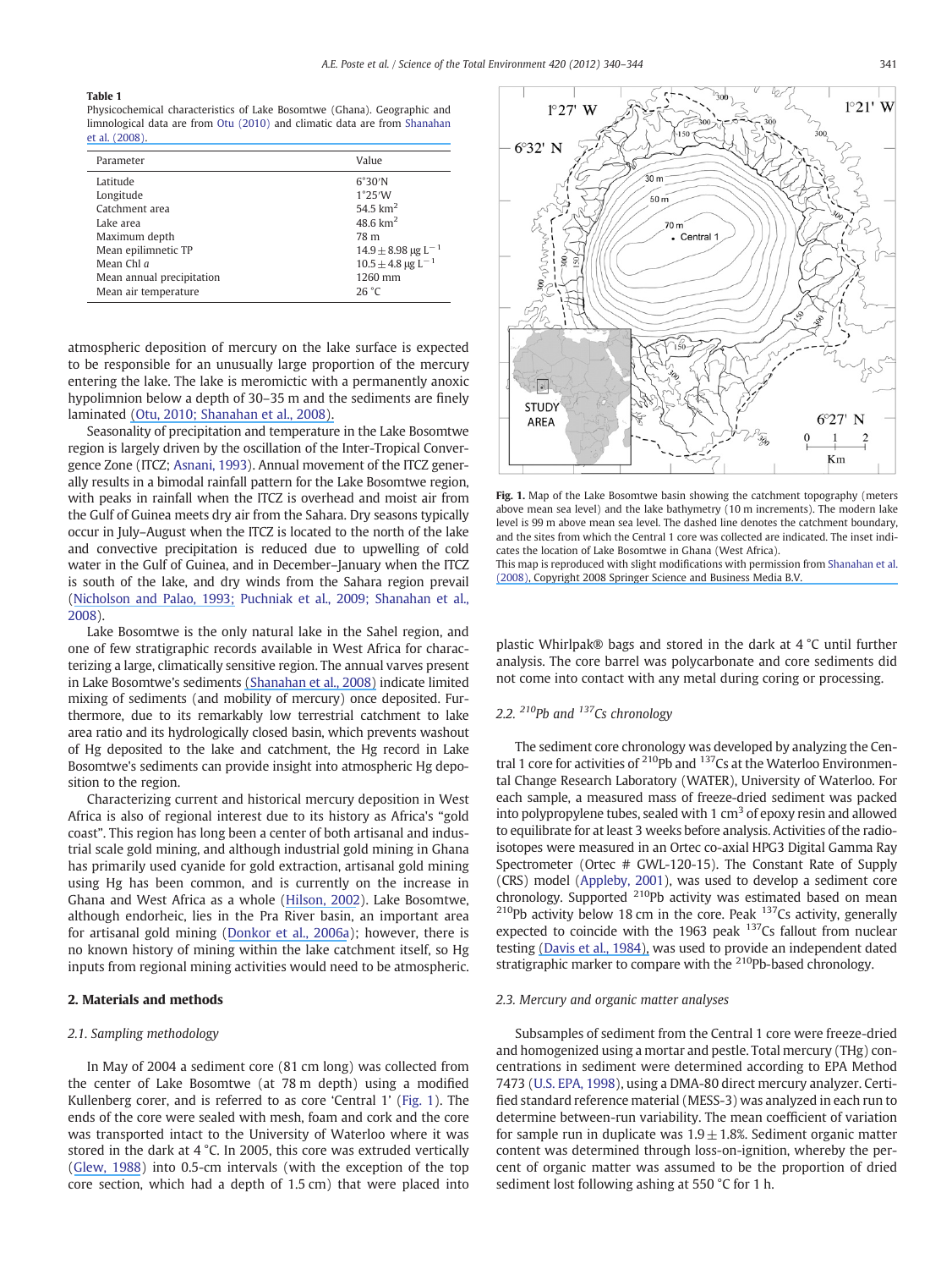**Table 1**
Physicochemical characteristics of Lake Bosomtwe (Ghana). Geographic and limnological data are from Otu (2010) and climatic data are from Shanahan et al. (2008).

| Parameter | Value |
|---|---|
| Latitude | 6°30′N |
| Longitude | 1°25′W |
| Catchment area | 54.5 $km^2$ |
| Lake area | 48.6 $km^2$ |
| Maximum depth | 78 m |
| Mean epilimnetic TP | $14.9 \pm 8.98$ μg $L^{-1}$ |
| Mean Chl *a* | $10.5 \pm 4.8$ μg $L^{-1}$ |
| Mean annual precipitation | 1260 mm |
| Mean air temperature | 26 °C |

atmospheric deposition of mercury on the lake surface is expected to be responsible for an unusually large proportion of the mercury entering the lake. The lake is meromictic with a permanently anoxic hypolimnion below a depth of 30–35 m and the sediments are finely laminated (Otu, 2010; Shanahan et al., 2008).

Seasonality of precipitation and temperature in the Lake Bosomtwe region is largely driven by the oscillation of the Inter-Tropical Convergence Zone (ITCZ; Asnani, 1993). Annual movement of the ITCZ generally results in a bimodal rainfall pattern for the Lake Bosomtwe region, with peaks in rainfall when the ITCZ is overhead and moist air from the Gulf of Guinea meets dry air from the Sahara. Dry seasons typically occur in July–August when the ITCZ is located to the north of the lake and convective precipitation is reduced due to upwelling of cold water in the Gulf of Guinea, and in December–January when the ITCZ is south of the lake, and dry winds from the Sahara region prevail (Nicholson and Palao, 1993; Puchniak et al., 2009; Shanahan et al., 2008).

Lake Bosomtwe is the only natural lake in the Sahel region, and one of few stratigraphic records available in West Africa for characterizing a large, climatically sensitive region. The annual varves present in Lake Bosomtwe's sediments (Shanahan et al., 2008) indicate limited mixing of sediments (and mobility of mercury) once deposited. Furthermore, due to its remarkably low terrestrial catchment to lake area ratio and its hydrologically closed basin, which prevents washout of Hg deposited to the lake and catchment, the Hg record in Lake Bosomtwe's sediments can provide insight into atmospheric Hg deposition to the region.

Characterizing current and historical mercury deposition in West Africa is also of regional interest due to its history as Africa's "gold coast". This region has long been a center of both artisanal and industrial scale gold mining, and although industrial gold mining in Ghana has primarily used cyanide for gold extraction, artisanal gold mining using Hg has been common, and is currently on the increase in Ghana and West Africa as a whole (Hilson, 2002). Lake Bosomtwe, although endorheic, lies in the Pra River basin, an important area for artisanal gold mining (Donkor et al., 2006a); however, there is no known history of mining within the lake catchment itself, so Hg inputs from regional mining activities would need to be atmospheric.

## 2. Materials and methods

### 2.1. Sampling methodology

In May of 2004 a sediment core (81 cm long) was collected from the center of Lake Bosomtwe (at 78 m depth) using a modified Kullenberg corer, and is referred to as core 'Central 1' (Fig. 1). The ends of the core were sealed with mesh, foam and cork and the core was transported intact to the University of Waterloo where it was stored in the dark at 4 °C. In 2005, this core was extruded vertically (Glew, 1988) into 0.5-cm intervals (with the exception of the top core section, which had a depth of 1.5 cm) that were placed into plastic Whirlpak® bags and stored in the dark at 4 °C until further analysis. The core barrel was polycarbonate and core sediments did not come into contact with any metal during coring or processing.

Fig. 1. Map of the Lake Bosomtwe basin showing the catchment topography (meters above mean sea level) and the lake bathymetry (10 m increments). The modern lake level is 99 m above mean sea level. The dashed line denotes the catchment boundary, and the sites from which the Central 1 core was collected are indicated. The inset indicates the location of Lake Bosomtwe in Ghana (West Africa).
This map is reproduced with slight modifications with permission from Shanahan et al. (2008), Copyright 2008 Springer Science and Business Media B.V.

### 2.2. $^{210}Pb$ and $^{137}Cs$ chronology

The sediment core chronology was developed by analyzing the Central 1 core for activities of $^{210}Pb$ and $^{137}Cs$ at the Waterloo Environmental Change Research Laboratory (WATER), University of Waterloo. For each sample, a measured mass of freeze-dried sediment was packed into polypropylene tubes, sealed with 1 $cm^3$ of epoxy resin and allowed to equilibrate for at least 3 weeks before analysis. Activities of the radioisotopes were measured in an Ortec co-axial HPG3 Digital Gamma Ray Spectrometer (Ortec # GWL-120-15). The Constant Rate of Supply (CRS) model (Appleby, 2001), was used to develop a sediment core chronology. Supported $^{210}Pb$ activity was estimated based on mean $^{210}Pb$ activity below 18 cm in the core. Peak $^{137}Cs$ activity, generally expected to coincide with the 1963 peak $^{137}Cs$ fallout from nuclear testing (Davis et al., 1984), was used to provide an independent dated stratigraphic marker to compare with the $^{210}Pb$-based chronology.

### 2.3. Mercury and organic matter analyses

Subsamples of sediment from the Central 1 core were freeze-dried and homogenized using a mortar and pestle. Total mercury (THg) concentrations in sediment were determined according to EPA Method 7473 (U.S. EPA, 1998), using a DMA-80 direct mercury analyzer. Certified standard reference material (MESS-3) was analyzed in each run to determine between-run variability. The mean coefficient of variation for sample run in duplicate was $1.9 \pm 1.8\%$. Sediment organic matter content was determined through loss-on-ignition, whereby the percent of organic matter was assumed to be the proportion of dried sediment lost following ashing at 550 °C for 1 h.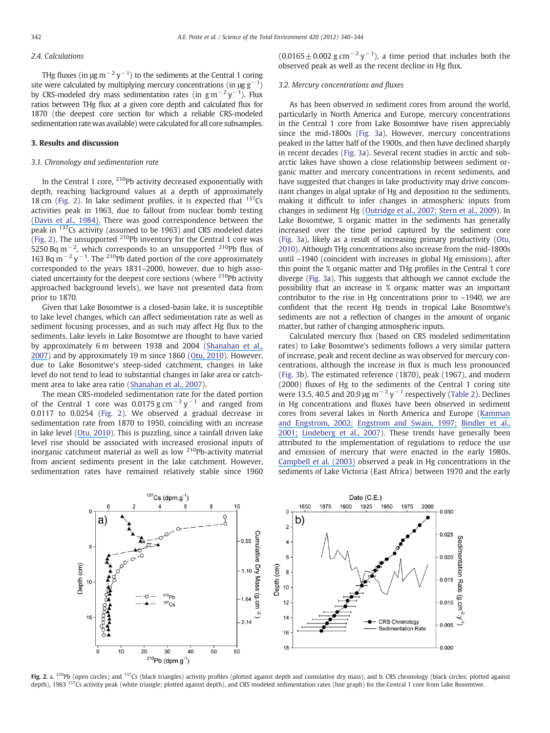### 2.4. Calculations

THg fluxes (in $\mu g\ m^{-2}\ y^{-1}$) to the sediments at the Central 1 coring site were calculated by multiplying mercury concentrations (in $\mu g\ g^{-1}$) by CRS-modeled dry mass sedimentation rates (in $g\ m^{-2}\ y^{-1}$). Flux ratios between THg flux at a given core depth and calculated flux for 1870 (the deepest core section for which a reliable CRS-modeled sedimentation rate was available) were calculated for all core subsamples.

## 3. Results and discussion

### 3.1. Chronology and sedimentation rate

In the Central 1 core, $^{210}$Pb activity decreased exponentially with depth, reaching background values at a depth of approximately 18 cm (Fig. 2). In lake sediment profiles, it is expected that $^{137}$Cs activities peak in 1963, due to fallout from nuclear bomb testing (Davis et al., 1984). There was good correspondence between the peak in $^{137}$Cs activity (assumed to be 1963) and CRS modeled dates (Fig. 2). The unsupported $^{210}$Pb inventory for the Central 1 core was 5250 Bq $m^{-2}$, which corresponds to an unsupported $^{210}$Pb flux of 163 Bq $m^{-2}\ y^{-1}$. The $^{210}$Pb dated portion of the core approximately corresponded to the years 1831–2000, however, due to high associated uncertainty for the deepest core sections (where $^{210}$Pb activity approached background levels), we have not presented data from prior to 1870.

Given that Lake Bosomtwe is a closed-basin lake, it is susceptible to lake level changes, which can affect sedimentation rate as well as sediment focusing processes, and as such may affect Hg flux to the sediments. Lake levels in Lake Bosomtwe are thought to have varied by approximately 6 m between 1938 and 2004 (Shanahan et al., 2007) and by approximately 19 m since 1860 (Otu, 2010). However, due to Lake Bosomtwe's steep-sided catchment, changes in lake level do not tend to lead to substantial changes in lake area or catchment area to lake area ratio (Shanahan et al., 2007).

The mean CRS-modeled sedimentation rate for the dated portion of the Central 1 core was 0.0175 g $cm^{-2}\ y^{-1}$ and ranged from 0.0117 to 0.0254 (Fig. 2). We observed a gradual decrease in sedimentation rate from 1870 to 1950, coinciding with an increase in lake level (Otu, 2010). This is puzzling, since a rainfall driven lake level rise should be associated with increased erosional inputs of inorganic catchment material as well as low $^{210}$Pb-activity material from ancient sediments present in the lake catchment. However, sedimentation rates have remained relatively stable since 1960 (0.0165 ± 0.002 g $cm^{-2}\ y^{-1}$), a time period that includes both the observed peak as well as the recent decline in Hg flux.

### 3.2. Mercury concentrations and fluxes

As has been observed in sediment cores from around the world, particularly in North America and Europe, mercury concentrations in the Central 1 core from Lake Bosomtwe have risen appreciably since the mid-1800s (Fig. 3a). However, mercury concentrations peaked in the latter half of the 1900s, and then have declined sharply in recent decades (Fig. 3a). Several recent studies in arctic and subarctic lakes have shown a close relationship between sediment organic matter and mercury concentrations in recent sediments, and have suggested that changes in lake productivity may drive concomitant changes in algal uptake of Hg and deposition to the sediments, making it difficult to infer changes in atmospheric inputs from changes in sediment Hg (Outridge et al., 2007; Stern et al., 2009). In Lake Bosomtwe, % organic matter in the sediments has generally increased over the time period captured by the sediment core (Fig. 3a), likely as a result of increasing primary productivity (Otu, 2010). Although THg concentrations also increase from the mid-1800s until ~1940 (coincident with increases in global Hg emissions), after this point the % organic matter and THg profiles in the Central 1 core diverge (Fig. 3a). This suggests that although we cannot exclude the possibility that an increase in % organic matter was an important contributor to the rise in Hg concentrations prior to ~1940, we are confident that the recent Hg trends in tropical Lake Bosomtwe's sediments are not a reflection of changes in the amount of organic matter, but rather of changing atmospheric inputs.

Calculated mercury flux (based on CRS modeled sedimentation rates) to Lake Bosomtwe's sediments follows a very similar pattern of increase, peak and recent decline as was observed for mercury concentrations, although the increase in flux is much less pronounced (Fig. 3b). The estimated reference (1870), peak (1967), and modern (2000) fluxes of Hg to the sediments of the Central 1 coring site were 13.5, 40.5 and 20.9 $\mu g\ m^{-2}\ y^{-1}$ respectively (Table 2). Declines in Hg concentrations and fluxes have been observed in sediment cores from several lakes in North America and Europe (Kamman and Engstrom, 2002; Engstrom and Swain, 1997; Bindler et al., 2001; Lindeberg et al., 2007). These trends have generally been attributed to the implementation of regulations to reduce the use and emission of mercury that were enacted in the early 1980s. Campbell et al. (2003) observed a peak in Hg concentrations in the sediments of Lake Victoria (East Africa) between 1970 and the early

**Fig. 2.** a. $^{210}$Pb (open circles) and $^{137}$Cs (black triangles) activity profiles (plotted against depth and cumulative dry mass), and b. CRS chronology (black circles; plotted against depth), 1963 $^{137}$Cs activity peak (white triangle; plotted against depth), and CRS modeled sedimentation rates (line graph) for the Central 1 core from Lake Bosomtwe.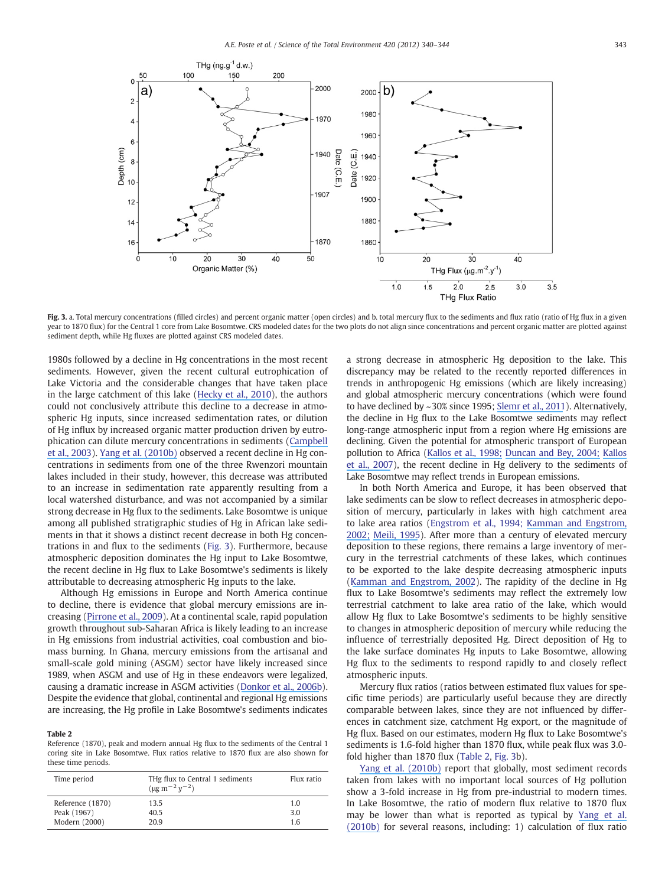**Fig. 3.** a. Total mercury concentrations (filled circles) and percent organic matter (open circles) and b. total mercury flux to the sediments and flux ratio (ratio of Hg flux in a given year to 1870 flux) for the Central 1 core from Lake Bosomtwe. CRS modeled dates for the two plots do not align since concentrations and percent organic matter are plotted against sediment depth, while Hg fluxes are plotted against CRS modeled dates.

1980s followed by a decline in Hg concentrations in the most recent sediments. However, given the recent cultural eutrophication of Lake Victoria and the considerable changes that have taken place in the large catchment of this lake (Hecky et al., 2010), the authors could not conclusively attribute this decline to a decrease in atmospheric Hg inputs, since increased sedimentation rates, or dilution of Hg influx by increased organic matter production driven by eutrophication can dilute mercury concentrations in sediments (Campbell et al., 2003). Yang et al. (2010b) observed a recent decline in Hg concentrations in sediments from one of the three Rwenzori mountain lakes included in their study, however, this decrease was attributed to an increase in sedimentation rate apparently resulting from a local watershed disturbance, and was not accompanied by a similar strong decrease in Hg flux to the sediments. Lake Bosomtwe is unique among all published stratigraphic studies of Hg in African lake sediments in that it shows a distinct recent decrease in both Hg concentrations in and flux to the sediments (Fig. 3). Furthermore, because atmospheric deposition dominates the Hg input to Lake Bosomtwe, the recent decline in Hg flux to Lake Bosomtwe's sediments is likely attributable to decreasing atmospheric Hg inputs to the lake.

Although Hg emissions in Europe and North America continue to decline, there is evidence that global mercury emissions are increasing (Pirrone et al., 2009). At a continental scale, rapid population growth throughout sub-Saharan Africa is likely leading to an increase in Hg emissions from industrial activities, coal combustion and biomass burning. In Ghana, mercury emissions from the artisanal and small-scale gold mining (ASGM) sector have likely increased since 1989, when ASGM and use of Hg in these endeavors were legalized, causing a dramatic increase in ASGM activities (Donkor et al., 2006b). Despite the evidence that global, continental and regional Hg emissions are increasing, the Hg profile in Lake Bosomtwe's sediments indicates

**Table 2**
Reference (1870), peak and modern annual Hg flux to the sediments of the Central 1 coring site in Lake Bosomtwe. Flux ratios relative to 1870 flux are also shown for these time periods.

| Time period | THg flux to Central 1 sediments ($\mu g\ m^{-2}\ y^{-2}$) | Flux ratio |
|---|---|---|
| Reference (1870) | 13.5 | 1.0 |
| Peak (1967) | 40.5 | 3.0 |
| Modern (2000) | 20.9 | 1.6 |

a strong decrease in atmospheric Hg deposition to the lake. This discrepancy may be related to the recently reported differences in trends in anthropogenic Hg emissions (which are likely increasing) and global atmospheric mercury concentrations (which were found to have declined by ~30% since 1995; Slemr et al., 2011). Alternatively, the decline in Hg flux to the Lake Bosomtwe sediments may reflect long-range atmospheric input from a region where Hg emissions are declining. Given the potential for atmospheric transport of European pollution to Africa (Kallos et al., 1998; Duncan and Bey, 2004; Kallos et al., 2007), the recent decline in Hg delivery to the sediments of Lake Bosomtwe may reflect trends in European emissions.

In both North America and Europe, it has been observed that lake sediments can be slow to reflect decreases in atmospheric deposition of mercury, particularly in lakes with high catchment area to lake area ratios (Engstrom et al., 1994; Kamman and Engstrom, 2002; Meili, 1995). After more than a century of elevated mercury deposition to these regions, there remains a large inventory of mercury in the terrestrial catchments of these lakes, which continues to be exported to the lake despite decreasing atmospheric inputs (Kamman and Engstrom, 2002). The rapidity of the decline in Hg flux to Lake Bosomtwe's sediments may reflect the extremely low terrestrial catchment to lake area ratio of the lake, which would allow Hg flux to Lake Bosomtwe's sediments to be highly sensitive to changes in atmospheric deposition of mercury while reducing the influence of terrestrially deposited Hg. Direct deposition of Hg to the lake surface dominates Hg inputs to Lake Bosomtwe, allowing Hg flux to the sediments to respond rapidly to and closely reflect atmospheric inputs.

Mercury flux ratios (ratios between estimated flux values for specific time periods) are particularly useful because they are directly comparable between lakes, since they are not influenced by differences in catchment size, catchment Hg export, or the magnitude of Hg flux. Based on our estimates, modern Hg flux to Lake Bosomtwe's sediments is 1.6-fold higher than 1870 flux, while peak flux was 3.0-fold higher than 1870 flux (Table 2, Fig. 3b).

Yang et al. (2010b) report that globally, most sediment records taken from lakes with no important local sources of Hg pollution show a 3-fold increase in Hg from pre-industrial to modern times. In Lake Bosomtwe, the ratio of modern flux relative to 1870 flux may be lower than what is reported as typical by Yang et al. (2010b) for several reasons, including: 1) calculation of flux ratio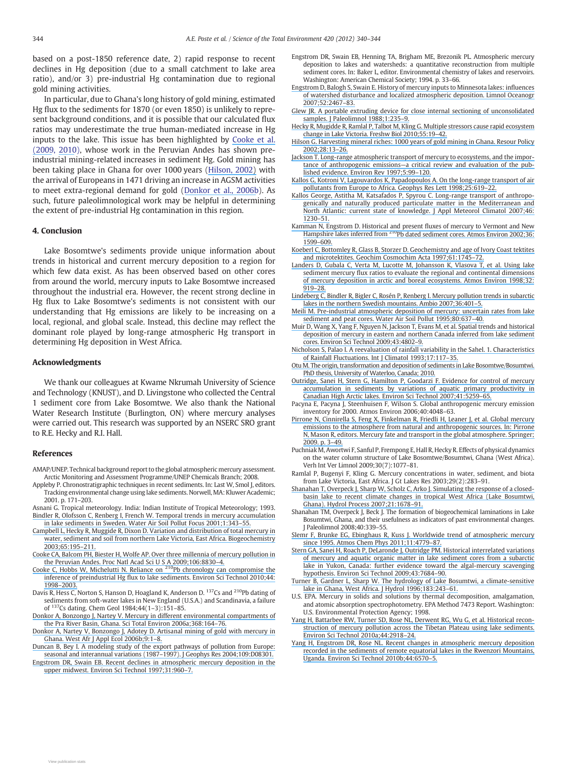based on a post-1850 reference date, 2) rapid response to recent declines in Hg deposition (due to a small catchment to lake area ratio), and/or 3) pre-industrial Hg contamination due to regional gold mining activities.

In particular, due to Ghana's long history of gold mining, estimated Hg flux to the sediments for 1870 (or even 1850) is unlikely to represent background conditions, and it is possible that our calculated flux ratios may underestimate the true human-mediated increase in Hg inputs to the lake. This issue has been highlighted by Cooke et al. (2009, 2010), whose work in the Peruvian Andes has shown pre-industrial mining-related increases in sediment Hg. Gold mining has been taking place in Ghana for over 1000 years (Hilson, 2002) with the arrival of Europeans in 1471 driving an increase in AGSM activities to meet extra-regional demand for gold (Donkor et al., 2006b). As such, future paleolimnological work may be helpful in determining the extent of pre-industrial Hg contamination in this region.

## 4. Conclusion

Lake Bosomtwe's sediments provide unique information about trends in historical and current mercury deposition to a region for which few data exist. As has been observed based on other cores from around the world, mercury inputs to Lake Bosomtwe increased throughout the industrial era. However, the recent strong decline in Hg flux to Lake Bosomtwe's sediments is not consistent with our understanding that Hg emissions are likely to be increasing on a local, regional, and global scale. Instead, this decline may reflect the dominant role played by long-range atmospheric Hg transport in determining Hg deposition in West Africa.

## Acknowledgments

We thank our colleagues at Kwame Nkrumah University of Science and Technology (KNUST), and D. Livingstone who collected the Central 1 sediment core from Lake Bosomtwe. We also thank the National Water Research Institute (Burlington, ON) where mercury analyses were carried out. This research was supported by an NSERC SRO grant to R.E. Hecky and R.I. Hall.

## References

AMAP/UNEP. Technical background report to the global atmospheric mercury assessment. Arctic Monitoring and Assessment Programme/UNEP Chemicals Branch; 2008.

Appleby P. Chronostratigraphic techniques in recent sediments. In: Last W, Smol J, editors. Tracking environmental change using lake sediments. Norwell, MA: Kluwer Academic; 2001. p. 171–203.

Asnani G. Tropical meteorology. India: Indian Institute of Tropical Meteorology; 1993.

Bindler R, Olofsson C, Renberg I, French W. Temporal trends in mercury accumulation in lake sediments in Sweden. Water Air Soil Pollut Focus 2001;1:343–55.

Campbell L, Hecky R, Muggide R, Dixon D. Variation and distribution of total mercury in water, sediment and soil from northern Lake Victoria, East Africa. Biogeochemistry 2003;65:195–211.

Cooke CA, Balcom PH, Biester H, Wolfe AP. Over three millennia of mercury pollution in the Peruvian Andes. Proc Natl Acad Sci U S A 2009;106:8830–4.

Cooke C, Hobbs W, Michelutti N. Reliance on $^{210}$Pb chronology can compromise the inference of preindustrial Hg flux to lake sediments. Environ Sci Technol 2010;44:1998–2003.

Davis R, Hess C, Norton S, Hanson D, Hoagland K, Anderson D. $^{137}$Cs and $^{210}$Pb dating of sediments from soft-water lakes in New England (U.S.A.) and Scandinavia, a failure of $^{137}$Cs dating. Chem Geol 1984;44(1–3):151–85.

Donkor A, Bonzongo J, Nartey V. Mercury in different environmental compartments of the Pra River Basin, Ghana. Sci Total Environ 2006a;368:164–76.

Donkor A, Nartey V, Bonzongo J, Adotey D. Artisanal mining of gold with mercury in Ghana. West Afr J Appl Ecol 2006b;9:1–8.

Duncan B, Bey I. A modeling study of the export pathways of pollution from Europe: seasonal and interannual variations (1987–1997). J Geophys Res 2004;109:D08301.

Engstrom DR, Swain EB. Recent declines in atmospheric mercury deposition in the upper midwest. Environ Sci Technol 1997;31:960–7.

Engstrom DR, Swain EB, Henning TA, Brigham ME, Brezonik PL. Atmospheric mercury deposition to lakes and watersheds: a quantitative reconstruction from multiple sediment cores. In: Baker L, editor. Environmental chemistry of lakes and reservoirs. Washington: American Chemical Society; 1994. p. 33–66.

Engstrom D, Balogh S, Swain E. History of mercury inputs to Minnesota lakes: influences of watershed disturbance and localized atmospheric deposition. Limnol Oceanogr 2007;52:2467–83.

Glew JR. A portable extruding device for close internal sectioning of unconsolidated samples. J Paleolimnol 1988;1:235–9.

Hecky R, Mugidde R, Ramlal P, Talbot M, Kling G. Multiple stressors cause rapid ecosystem change in Lake Victoria. Freshw Biol 2010;55:19–42.

Hilson G. Harvesting mineral riches: 1000 years of gold mining in Ghana. Resour Policy 2002;28:13–26.

Jackson T. Long-range atmospheric transport of mercury to ecosystems, and the importance of anthropogenic emissions—a critical review and evaluation of the published evidence. Environ Rev 1997;5:99–120.

Kallos G, Kotroni V, Lagouvardos K, Papadopoulos A. On the long-range transport of air pollutants from Europe to Africa. Geophys Res Lett 1998;25:619–22.

Kallos George, Astitha M, Katsafados P, Spyrou C. Long-range transport of anthropogenically and naturally produced particulate matter in the Mediterranean and North Atlantic: current state of knowledge. J Appl Meteorol Climatol 2007;46:1230–51.

Kamman N, Engstrom D. Historical and present fluxes of mercury to Vermont and New Hampshire lakes inferred from $^{210}$Pb dated sediment cores. Atmos Environ 2002;36:1599–609.

Koeberl C, Bottomley R, Glass B, Storzer D. Geochemistry and age of Ivory Coast tektites and microtektites. Geochim Cosmochim Acta 1997;61:1745–72.

Landers D, Gubala C, Verta M, Lucotte M, Johansson K, Vlasova T, et al. Using lake sediment mercury flux ratios to evaluate the regional and continental dimensions of mercury deposition in arctic and boreal ecosystems. Atmos Environ 1998;32:919–28.

Lindeberg C, Bindler R, Bigler C, Rosén P, Renberg I. Mercury pollution trends in subarctic lakes in the northern Swedish mountains. Ambio 2007;36:401–5.

Meili M. Pre-industrial atmospheric deposition of mercury: uncertain rates from lake sediment and peat cores. Water Air Soil Pollut 1995;80:637–40.

Muir D, Wang X, Yang F, Nguyen N, Jackson T, Evans M, et al. Spatial trends and historical deposition of mercury in eastern and northern Canada inferred from lake sediment cores. Environ Sci Technol 2009;43:4802–9.

Nicholson S, Palao I. A reevaluation of rainfall variability in the Sahel. 1. Characteristics of Rainfall Fluctuations. Int J Climatol 1993;17:117–35.

Otu M. The origin, transformation and deposition of sediments in Lake Bosomtwe/Bosumtwi. PhD thesis, University of Waterloo, Canada; 2010.

Outridge, Sanei H, Stern G, Hamilton P, Goodarzi F. Evidence for control of mercury accumulation in sediments by variations of aquatic primary productivity in Canadian High Arctic lakes. Environ Sci Technol 2007;41:5259–65.

Pacyna E, Pacyna J, Steenhuisen F, Wilson S. Global anthropogenic mercury emission inventory for 2000. Atmos Environ 2006;40:4048–63.

Pirrone N, Cinnirella S, Feng X, Finkelman R, Friedli H, Leaner J, et al. Global mercury emissions to the atmosphere from natural and anthropogenic sources. In: Pirrone N, Mason R, editors. Mercury fate and transport in the global atmosphere. Springer; 2009. p. 3–49.

Puchniak M, Awortwi F, Sanful P, Frempong E, Hall R, Hecky R. Effects of physical dynamics on the water column structure of Lake Bosomtwe/Bosumtwi, Ghana (West Africa). Verh Int Ver Limnol 2009;30(7):1077–81.

Ramlal P, Bugenyi F, Kling G. Mercury concentrations in water, sediment, and biota from Lake Victoria, East Africa. J Gt Lakes Res 2003;29(2):283–91.

Shanahan T, Overpeck J, Sharp W, Scholz C, Arko J. Simulating the response of a closed-basin lake to recent climate changes in tropical West Africa (Lake Bosumtwi, Ghana). Hydrol Process 2007;21:1678–91.

Shanahan TM, Overpeck J, Beck J. The formation of biogeochemical laminations in Lake Bosumtwi, Ghana, and their usefulness as indicators of past environmental changes. J Paleolimnol 2008;40:339–55.

Slemr F, Brunke EG, Ebinghaus R, Kuss J. Worldwide trend of atmospheric mercury since 1995. Atmos Chem Phys 2011;11:4779–87.

Stern GA, Sanei H, Roach P, DeLaronde J, Outridge PM. Historical interrelated variations of mercury and aquatic organic matter in lake sediment cores from a subarctic lake in Yukon, Canada: further evidence toward the algal-mercury scavenging hypothesis. Environ Sci Technol 2009;43:7684–90.

Turner B, Gardner L, Sharp W. The hydrology of Lake Bosumtwi, a climate-sensitive lake in Ghana, West Africa. J Hydrol 1996;183:243–61.

U.S. EPA. Mercury in solids and solutions by thermal decomposition, amalgamation, and atomic absorption spectrophotometry. EPA Method 7473 Report. Washington: U.S. Environmental Protection Agency; 1998.

Yang H, Battarbee RW, Turner SD, Rose NL, Derwent RG, Wu G, et al. Historical reconstruction of mercury pollution across the Tibetan Plateau using lake sediments. Environ Sci Technol 2010a;44:2918–24.

Yang H, Engstrom DR, Rose NL. Recent changes in atmospheric mercury deposition recorded in the sediments of remote equatorial lakes in the Rwenzori Mountains, Uganda. Environ Sci Technol 2010b;44:6570–5.